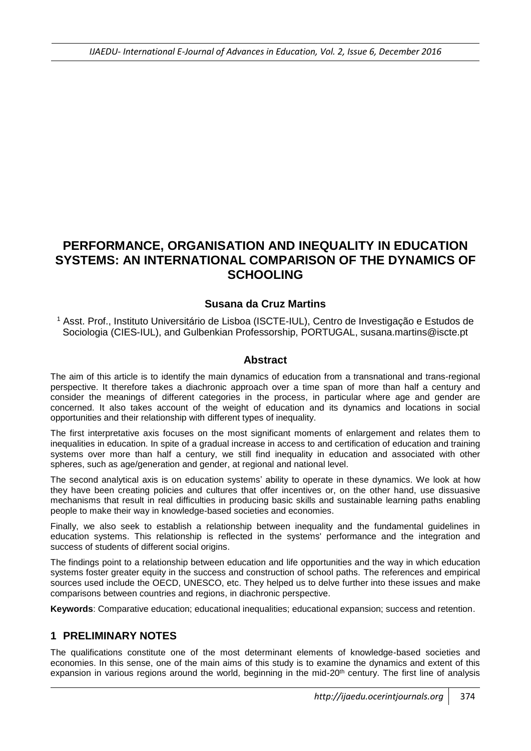# PERFORMANCE, ORGANISATION AND INEQUALITY IN EDUCATION SYSTEMS: AN INTERNATIONAL COMPARISON OF THE DYNAMICS OF SCHOOLING

**Susana da Cruz Martins**

[1] Asst. Prof., Instituto Universitário de Lisboa (ISCTE-IUL), Centro de Investigação e Estudos de Sociologia (CIES-IUL), and Gulbenkian Professorship, PORTUGAL, susana.martins@iscte.pt

## Abstract

The aim of this article is to identify the main dynamics of education from a transnational and trans-regional perspective. It therefore takes a diachronic approach over a time span of more than half a century and consider the meanings of different categories in the process, in particular where age and gender are concerned. It also takes account of the weight of education and its dynamics and locations in social opportunities and their relationship with different types of inequality.

The first interpretative axis focuses on the most significant moments of enlargement and relates them to inequalities in education. In spite of a gradual increase in access to and certification of education and training systems over more than half a century, we still find inequality in education and associated with other spheres, such as age/generation and gender, at regional and national level.

The second analytical axis is on education systems' ability to operate in these dynamics. We look at how they have been creating policies and cultures that offer incentives or, on the other hand, use dissuasive mechanisms that result in real difficulties in producing basic skills and sustainable learning paths enabling people to make their way in knowledge-based societies and economies.

Finally, we also seek to establish a relationship between inequality and the fundamental guidelines in education systems. This relationship is reflected in the systems' performance and the integration and success of students of different social origins.

The findings point to a relationship between education and life opportunities and the way in which education systems foster greater equity in the success and construction of school paths. The references and empirical sources used include the OECD, UNESCO, etc. They helped us to delve further into these issues and make comparisons between countries and regions, in diachronic perspective.

**Keywords**: Comparative education; educational inequalities; educational expansion; success and retention.

## 1 PRELIMINARY NOTES

The qualifications constitute one of the most determinant elements of knowledge-based societies and economies. In this sense, one of the main aims of this study is to examine the dynamics and extent of this expansion in various regions around the world, beginning in the mid-20th century. The first line of analysis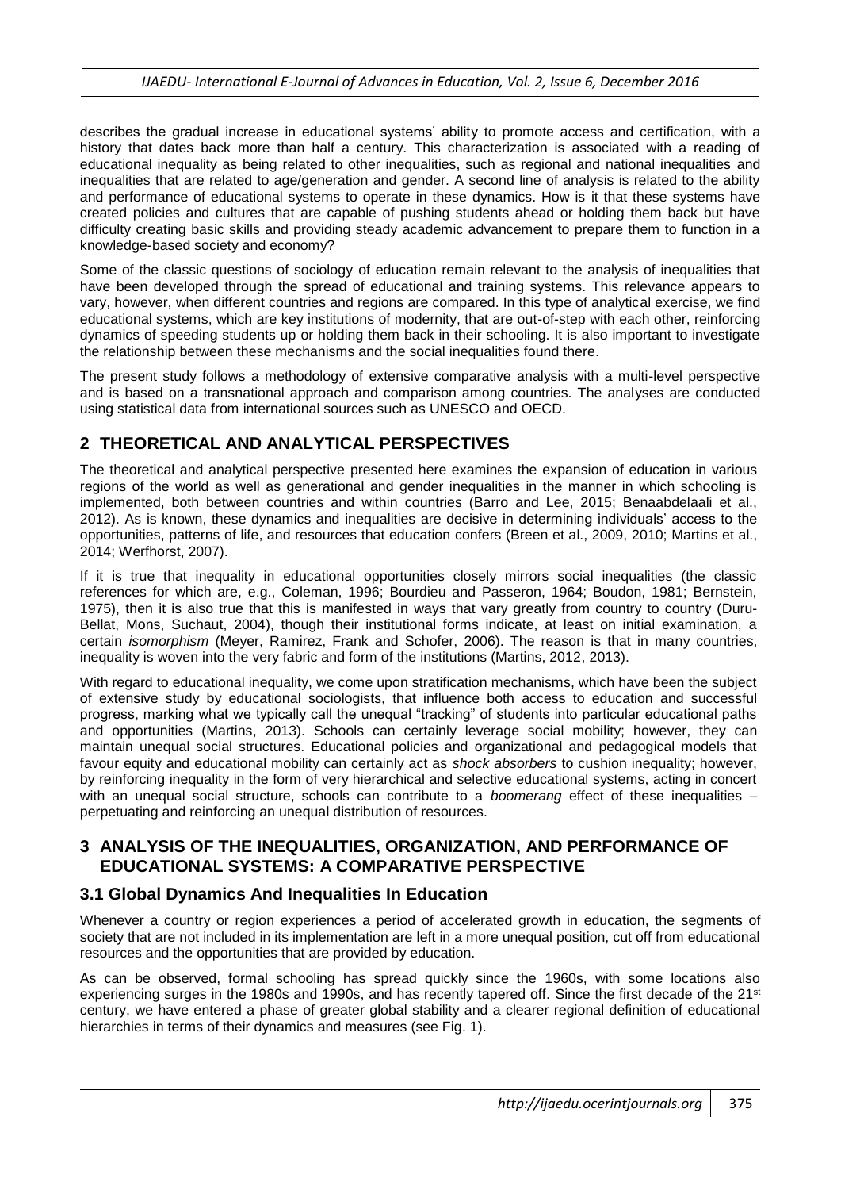describes the gradual increase in educational systems' ability to promote access and certification, with a history that dates back more than half a century. This characterization is associated with a reading of educational inequality as being related to other inequalities, such as regional and national inequalities and inequalities that are related to age/generation and gender. A second line of analysis is related to the ability and performance of educational systems to operate in these dynamics. How is it that these systems have created policies and cultures that are capable of pushing students ahead or holding them back but have difficulty creating basic skills and providing steady academic advancement to prepare them to function in a knowledge-based society and economy?

Some of the classic questions of sociology of education remain relevant to the analysis of inequalities that have been developed through the spread of educational and training systems. This relevance appears to vary, however, when different countries and regions are compared. In this type of analytical exercise, we find educational systems, which are key institutions of modernity, that are out-of-step with each other, reinforcing dynamics of speeding students up or holding them back in their schooling. It is also important to investigate the relationship between these mechanisms and the social inequalities found there.

The present study follows a methodology of extensive comparative analysis with a multi-level perspective and is based on a transnational approach and comparison among countries. The analyses are conducted using statistical data from international sources such as UNESCO and OECD.

## 2 THEORETICAL AND ANALYTICAL PERSPECTIVES

The theoretical and analytical perspective presented here examines the expansion of education in various regions of the world as well as generational and gender inequalities in the manner in which schooling is implemented, both between countries and within countries (Barro and Lee, 2015; Benaabdelaali et al., 2012). As is known, these dynamics and inequalities are decisive in determining individuals' access to the opportunities, patterns of life, and resources that education confers (Breen et al., 2009, 2010; Martins et al., 2014; Werfhorst, 2007).

If it is true that inequality in educational opportunities closely mirrors social inequalities (the classic references for which are, e.g., Coleman, 1996; Bourdieu and Passeron, 1964; Boudon, 1981; Bernstein, 1975), then it is also true that this is manifested in ways that vary greatly from country to country (Duru-Bellat, Mons, Suchaut, 2004), though their institutional forms indicate, at least on initial examination, a certain *isomorphism* (Meyer, Ramirez, Frank and Schofer, 2006). The reason is that in many countries, inequality is woven into the very fabric and form of the institutions (Martins, 2012, 2013).

With regard to educational inequality, we come upon stratification mechanisms, which have been the subject of extensive study by educational sociologists, that influence both access to education and successful progress, marking what we typically call the unequal "tracking" of students into particular educational paths and opportunities (Martins, 2013). Schools can certainly leverage social mobility; however, they can maintain unequal social structures. Educational policies and organizational and pedagogical models that favour equity and educational mobility can certainly act as *shock absorbers* to cushion inequality; however, by reinforcing inequality in the form of very hierarchical and selective educational systems, acting in concert with an unequal social structure, schools can contribute to a *boomerang* effect of these inequalities – perpetuating and reinforcing an unequal distribution of resources.

## 3 ANALYSIS OF THE INEQUALITIES, ORGANIZATION, AND PERFORMANCE OF EDUCATIONAL SYSTEMS: A COMPARATIVE PERSPECTIVE

### 3.1 Global Dynamics And Inequalities In Education

Whenever a country or region experiences a period of accelerated growth in education, the segments of society that are not included in its implementation are left in a more unequal position, cut off from educational resources and the opportunities that are provided by education.

As can be observed, formal schooling has spread quickly since the 1960s, with some locations also experiencing surges in the 1980s and 1990s, and has recently tapered off. Since the first decade of the 21st century, we have entered a phase of greater global stability and a clearer regional definition of educational hierarchies in terms of their dynamics and measures (see Fig. 1).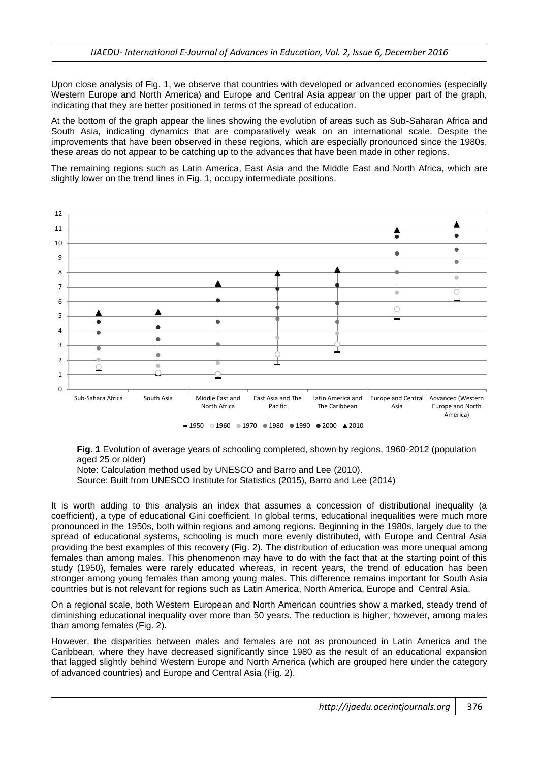Upon close analysis of Fig. 1, we observe that countries with developed or advanced economies (especially Western Europe and North America) and Europe and Central Asia appear on the upper part of the graph, indicating that they are better positioned in terms of the spread of education.

At the bottom of the graph appear the lines showing the evolution of areas such as Sub-Saharan Africa and South Asia, indicating dynamics that are comparatively weak on an international scale. Despite the improvements that have been observed in these regions, which are especially pronounced since the 1980s, these areas do not appear to be catching up to the advances that have been made in other regions.

The remaining regions such as Latin America, East Asia and the Middle East and North Africa, which are slightly lower on the trend lines in Fig. 1, occupy intermediate positions.

**Fig. 1** Evolution of average years of schooling completed, shown by regions, 1960-2012 (population aged 25 or older)

Note: Calculation method used by UNESCO and Barro and Lee (2010).

Source: Built from UNESCO Institute for Statistics (2015), Barro and Lee (2014)

It is worth adding to this analysis an index that assumes a concession of distributional inequality (a coefficient), a type of educational Gini coefficient. In global terms, educational inequalities were much more pronounced in the 1950s, both within regions and among regions. Beginning in the 1980s, largely due to the spread of educational systems, schooling is much more evenly distributed, with Europe and Central Asia providing the best examples of this recovery (Fig. 2). The distribution of education was more unequal among females than among males. This phenomenon may have to do with the fact that at the starting point of this study (1950), females were rarely educated whereas, in recent years, the trend of education has been stronger among young females than among young males. This difference remains important for South Asia countries but is not relevant for regions such as Latin America, North America, Europe and Central Asia.

On a regional scale, both Western European and North American countries show a marked, steady trend of diminishing educational inequality over more than 50 years. The reduction is higher, however, among males than among females (Fig. 2).

However, the disparities between males and females are not as pronounced in Latin America and the Caribbean, where they have decreased significantly since 1980 as the result of an educational expansion that lagged slightly behind Western Europe and North America (which are grouped here under the category of advanced countries) and Europe and Central Asia (Fig. 2).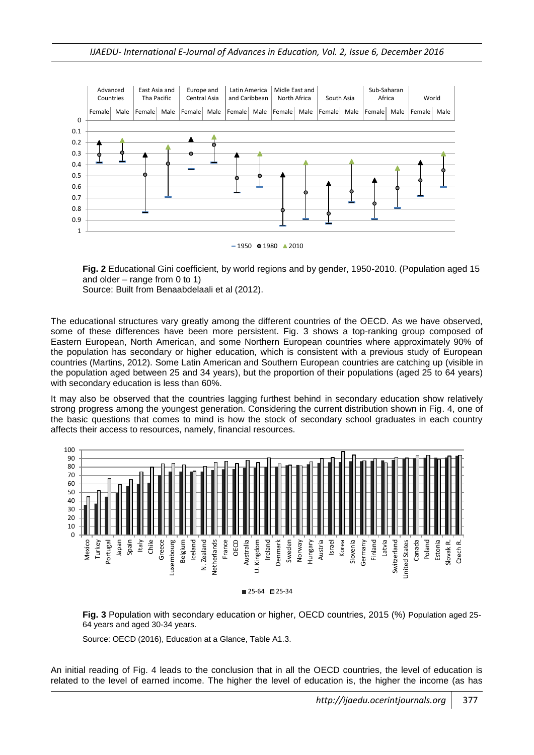**Fig. 2** Educational Gini coefficient, by world regions and by gender, 1950-2010. (Population aged 15 and older – range from 0 to 1)
Source: Built from Benaabdelaali et al (2012).

The educational structures vary greatly among the different countries of the OECD. As we have observed, some of these differences have been more persistent. Fig. 3 shows a top-ranking group composed of Eastern European, North American, and some Northern European countries where approximately 90% of the population has secondary or higher education, which is consistent with a previous study of European countries (Martins, 2012). Some Latin American and Southern European countries are catching up (visible in the population aged between 25 and 34 years), but the proportion of their populations (aged 25 to 64 years) with secondary education is less than 60%.

It may also be observed that the countries lagging furthest behind in secondary education show relatively strong progress among the youngest generation. Considering the current distribution shown in Fig. 4, one of the basic questions that comes to mind is how the stock of secondary school graduates in each country affects their access to resources, namely, financial resources.

**Fig. 3** Population with secondary education or higher, OECD countries, 2015 (%) Population aged 25-64 years and aged 30-34 years.

Source: OECD (2016), Education at a Glance, Table A1.3.

An initial reading of Fig. 4 leads to the conclusion that in all the OECD countries, the level of education is related to the level of earned income. The higher the level of education is, the higher the income (as has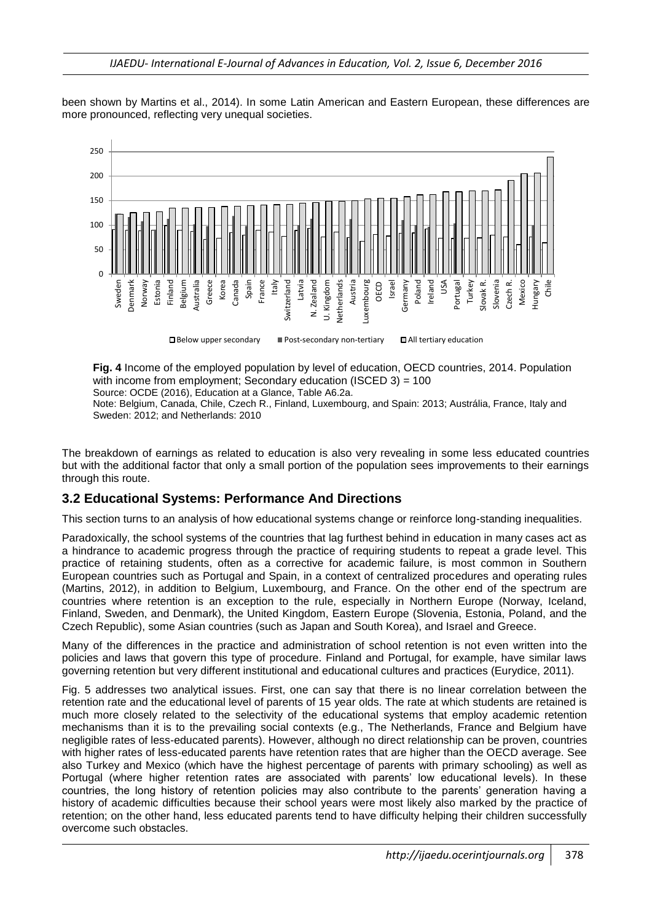been shown by Martins et al., 2014). In some Latin American and Eastern European, these differences are more pronounced, reflecting very unequal societies.

**Fig. 4** Income of the employed population by level of education, OECD countries, 2014. Population with income from employment; Secondary education (ISCED 3) = 100
Source: OCDE (2016), Education at a Glance, Table A6.2a.
Note: Belgium, Canada, Chile, Czech R., Finland, Luxembourg, and Spain: 2013; Austrália, France, Italy and Sweden: 2012; and Netherlands: 2010

The breakdown of earnings as related to education is also very revealing in some less educated countries but with the additional factor that only a small portion of the population sees improvements to their earnings through this route.

## 3.2 Educational Systems: Performance And Directions

This section turns to an analysis of how educational systems change or reinforce long-standing inequalities.

Paradoxically, the school systems of the countries that lag furthest behind in education in many cases act as a hindrance to academic progress through the practice of requiring students to repeat a grade level. This practice of retaining students, often as a corrective for academic failure, is most common in Southern European countries such as Portugal and Spain, in a context of centralized procedures and operating rules (Martins, 2012), in addition to Belgium, Luxembourg, and France. On the other end of the spectrum are countries where retention is an exception to the rule, especially in Northern Europe (Norway, Iceland, Finland, Sweden, and Denmark), the United Kingdom, Eastern Europe (Slovenia, Estonia, Poland, and the Czech Republic), some Asian countries (such as Japan and South Korea), and Israel and Greece.

Many of the differences in the practice and administration of school retention is not even written into the policies and laws that govern this type of procedure. Finland and Portugal, for example, have similar laws governing retention but very different institutional and educational cultures and practices (Eurydice, 2011).

Fig. 5 addresses two analytical issues. First, one can say that there is no linear correlation between the retention rate and the educational level of parents of 15 year olds. The rate at which students are retained is much more closely related to the selectivity of the educational systems that employ academic retention mechanisms than it is to the prevailing social contexts (e.g., The Netherlands, France and Belgium have negligible rates of less-educated parents). However, although no direct relationship can be proven, countries with higher rates of less-educated parents have retention rates that are higher than the OECD average. See also Turkey and Mexico (which have the highest percentage of parents with primary schooling) as well as Portugal (where higher retention rates are associated with parents' low educational levels). In these countries, the long history of retention policies may also contribute to the parents' generation having a history of academic difficulties because their school years were most likely also marked by the practice of retention; on the other hand, less educated parents tend to have difficulty helping their children successfully overcome such obstacles.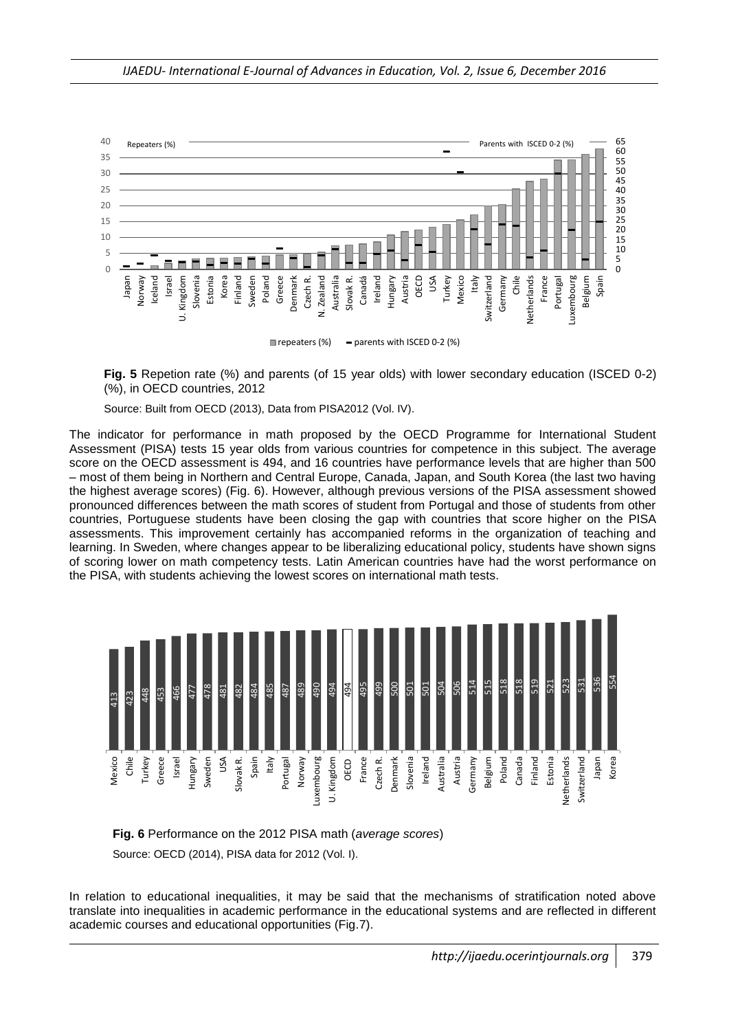**Fig. 5** Repetion rate (%) and parents (of 15 year olds) with lower secondary education (ISCED 0-2) (%), in OECD countries, 2012

Source: Built from OECD (2013), Data from PISA2012 (Vol. IV).

The indicator for performance in math proposed by the OECD Programme for International Student Assessment (PISA) tests 15 year olds from various countries for competence in this subject. The average score on the OECD assessment is 494, and 16 countries have performance levels that are higher than 500 – most of them being in Northern and Central Europe, Canada, Japan, and South Korea (the last two having the highest average scores) (Fig. 6). However, although previous versions of the PISA assessment showed pronounced differences between the math scores of student from Portugal and those of students from other countries, Portuguese students have been closing the gap with countries that score higher on the PISA assessments. This improvement certainly has accompanied reforms in the organization of teaching and learning. In Sweden, where changes appear to be liberalizing educational policy, students have shown signs of scoring lower on math competency tests. Latin American countries have had the worst performance on the PISA, with students achieving the lowest scores on international math tests.

**Fig. 6** Performance on the 2012 PISA math (*average scores*)

Source: OECD (2014), PISA data for 2012 (Vol. I).

In relation to educational inequalities, it may be said that the mechanisms of stratification noted above translate into inequalities in academic performance in the educational systems and are reflected in different academic courses and educational opportunities (Fig.7).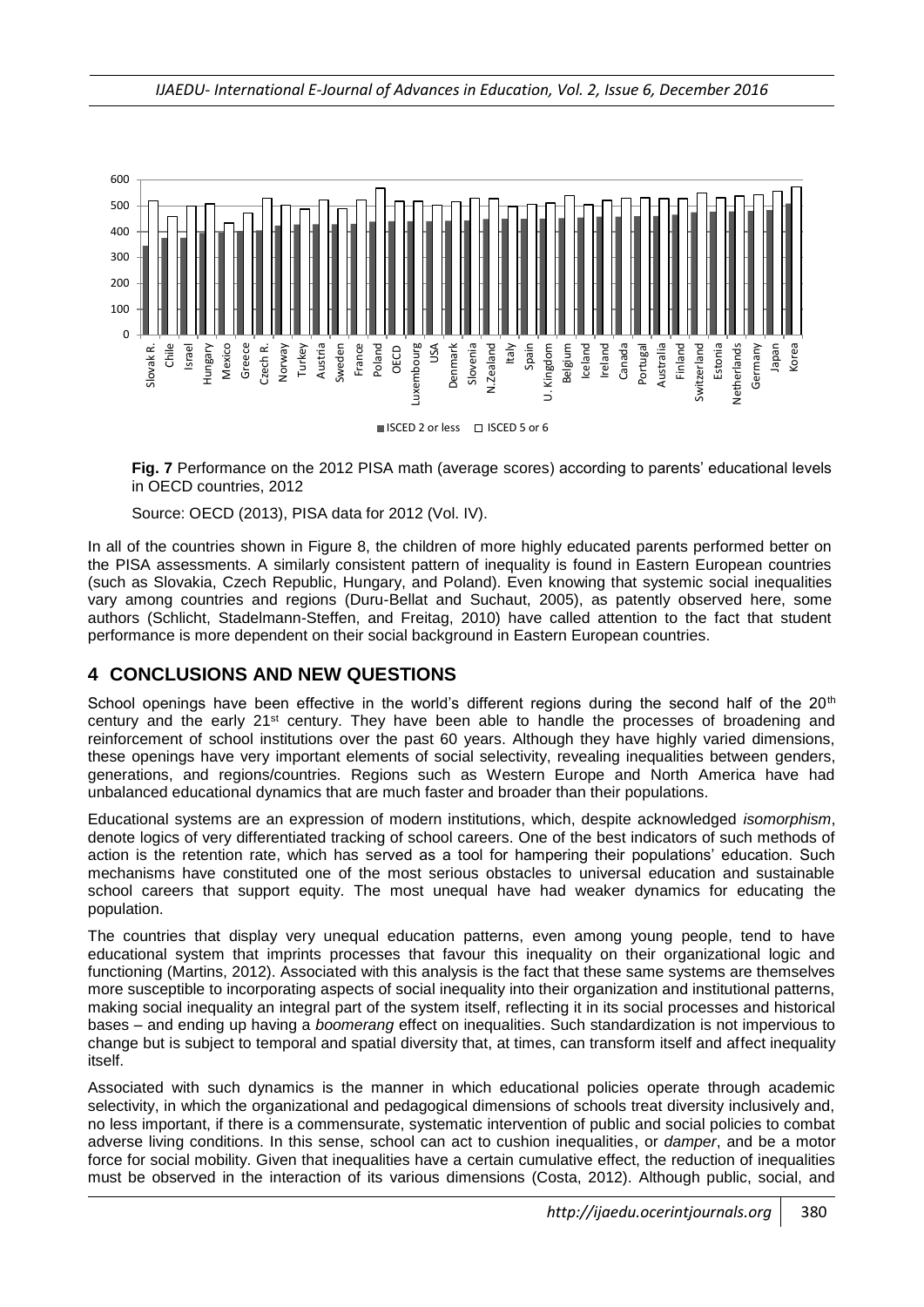**Fig. 7** Performance on the 2012 PISA math (average scores) according to parents' educational levels in OECD countries, 2012

Source: OECD (2013), PISA data for 2012 (Vol. IV).

In all of the countries shown in Figure 8, the children of more highly educated parents performed better on the PISA assessments. A similarly consistent pattern of inequality is found in Eastern European countries (such as Slovakia, Czech Republic, Hungary, and Poland). Even knowing that systemic social inequalities vary among countries and regions (Duru-Bellat and Suchaut, 2005), as patently observed here, some authors (Schlicht, Stadelmann-Steffen, and Freitag, 2010) have called attention to the fact that student performance is more dependent on their social background in Eastern European countries.

## 4 CONCLUSIONS AND NEW QUESTIONS

School openings have been effective in the world's different regions during the second half of the 20th century and the early 21st century. They have been able to handle the processes of broadening and reinforcement of school institutions over the past 60 years. Although they have highly varied dimensions, these openings have very important elements of social selectivity, revealing inequalities between genders, generations, and regions/countries. Regions such as Western Europe and North America have had unbalanced educational dynamics that are much faster and broader than their populations.

Educational systems are an expression of modern institutions, which, despite acknowledged *isomorphism*, denote logics of very differentiated tracking of school careers. One of the best indicators of such methods of action is the retention rate, which has served as a tool for hampering their populations' education. Such mechanisms have constituted one of the most serious obstacles to universal education and sustainable school careers that support equity. The most unequal have had weaker dynamics for educating the population.

The countries that display very unequal education patterns, even among young people, tend to have educational system that imprints processes that favour this inequality on their organizational logic and functioning (Martins, 2012). Associated with this analysis is the fact that these same systems are themselves more susceptible to incorporating aspects of social inequality into their organization and institutional patterns, making social inequality an integral part of the system itself, reflecting it in its social processes and historical bases – and ending up having a *boomerang* effect on inequalities. Such standardization is not impervious to change but is subject to temporal and spatial diversity that, at times, can transform itself and affect inequality itself.

Associated with such dynamics is the manner in which educational policies operate through academic selectivity, in which the organizational and pedagogical dimensions of schools treat diversity inclusively and, no less important, if there is a commensurate, systematic intervention of public and social policies to combat adverse living conditions. In this sense, school can act to cushion inequalities, or *damper*, and be a motor force for social mobility. Given that inequalities have a certain cumulative effect, the reduction of inequalities must be observed in the interaction of its various dimensions (Costa, 2012). Although public, social, and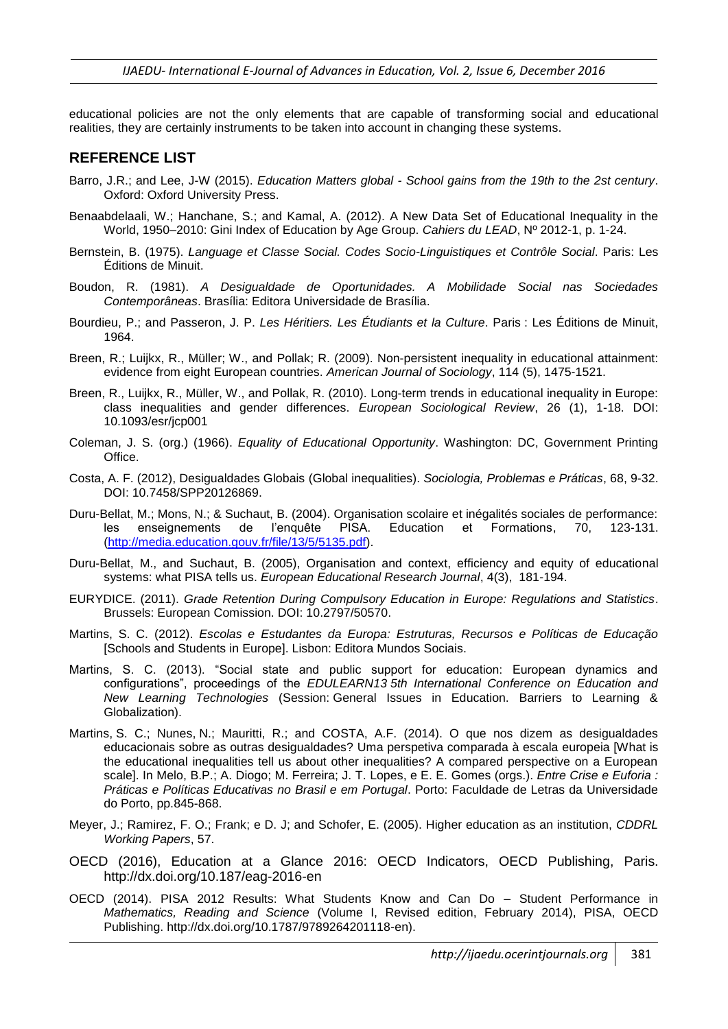educational policies are not the only elements that are capable of transforming social and educational realities, they are certainly instruments to be taken into account in changing these systems.

## REFERENCE LIST

Barro, J.R.; and Lee, J-W (2015). *Education Matters global - School gains from the 19th to the 2st century*. Oxford: Oxford University Press.

Benaabdelaali, W.; Hanchane, S.; and Kamal, A. (2012). A New Data Set of Educational Inequality in the World, 1950–2010: Gini Index of Education by Age Group. *Cahiers du LEAD*, Nº 2012-1, p. 1-24.

Bernstein, B. (1975). *Language et Classe Social. Codes Socio-Linguistiques et Contrôle Social*. Paris: Les Éditions de Minuit.

Boudon, R. (1981). *A Desigualdade de Oportunidades. A Mobilidade Social nas Sociedades Contemporâneas*. Brasília: Editora Universidade de Brasília.

Bourdieu, P.; and Passeron, J. P. *Les Héritiers. Les Étudiants et la Culture*. Paris : Les Éditions de Minuit, 1964.

Breen, R.; Luijkx, R., Müller; W., and Pollak; R. (2009). Non-persistent inequality in educational attainment: evidence from eight European countries. *American Journal of Sociology*, 114 (5), 1475-1521.

Breen, R., Luijkx, R., Müller, W., and Pollak, R. (2010). Long-term trends in educational inequality in Europe: class inequalities and gender differences. *European Sociological Review*, 26 (1), 1-18. DOI: 10.1093/esr/jcp001

Coleman, J. S. (org.) (1966). *Equality of Educational Opportunity*. Washington: DC, Government Printing Office.

Costa, A. F. (2012), Desigualdades Globais (Global inequalities). *Sociologia, Problemas e Práticas*, 68, 9-32. DOI: 10.7458/SPP20126869.

Duru-Bellat, M.; Mons, N.; & Suchaut, B. (2004). Organisation scolaire et inégalités sociales de performance: les enseignements de l'enquête PISA. Education et Formations, 70, 123-131. (http://media.education.gouv.fr/file/13/5/5135.pdf).

Duru-Bellat, M., and Suchaut, B. (2005), Organisation and context, efficiency and equity of educational systems: what PISA tells us. *European Educational Research Journal*, 4(3), 181-194.

EURYDICE. (2011). *Grade Retention During Compulsory Education in Europe: Regulations and Statistics*. Brussels: European Comission. DOI: 10.2797/50570.

Martins, S. C. (2012). *Escolas e Estudantes da Europa: Estruturas, Recursos e Políticas de Educação* [Schools and Students in Europe]. Lisbon: Editora Mundos Sociais.

Martins, S. C. (2013). "Social state and public support for education: European dynamics and configurations", proceedings of the *EDULEARN13 5th International Conference on Education and New Learning Technologies* (Session: General Issues in Education. Barriers to Learning & Globalization).

Martins, S. C.; Nunes, N.; Mauritti, R.; and COSTA, A.F. (2014). O que nos dizem as desigualdades educacionais sobre as outras desigualdades? Uma perspetiva comparada à escala europeia [What is the educational inequalities tell us about other inequalities? A compared perspective on a European scale]. In Melo, B.P.; A. Diogo; M. Ferreira; J. T. Lopes, e E. E. Gomes (orgs.). *Entre Crise e Euforia : Práticas e Políticas Educativas no Brasil e em Portugal*. Porto: Faculdade de Letras da Universidade do Porto, pp.845-868.

Meyer, J.; Ramirez, F. O.; Frank; e D. J; and Schofer, E. (2005). Higher education as an institution, *CDDRL Working Papers*, 57.

OECD (2016), Education at a Glance 2016: OECD Indicators, OECD Publishing, Paris. http://dx.doi.org/10.187/eag-2016-en

OECD (2014). PISA 2012 Results: What Students Know and Can Do – Student Performance in *Mathematics, Reading and Science* (Volume I, Revised edition, February 2014), PISA, OECD Publishing. http://dx.doi.org/10.1787/9789264201118-en).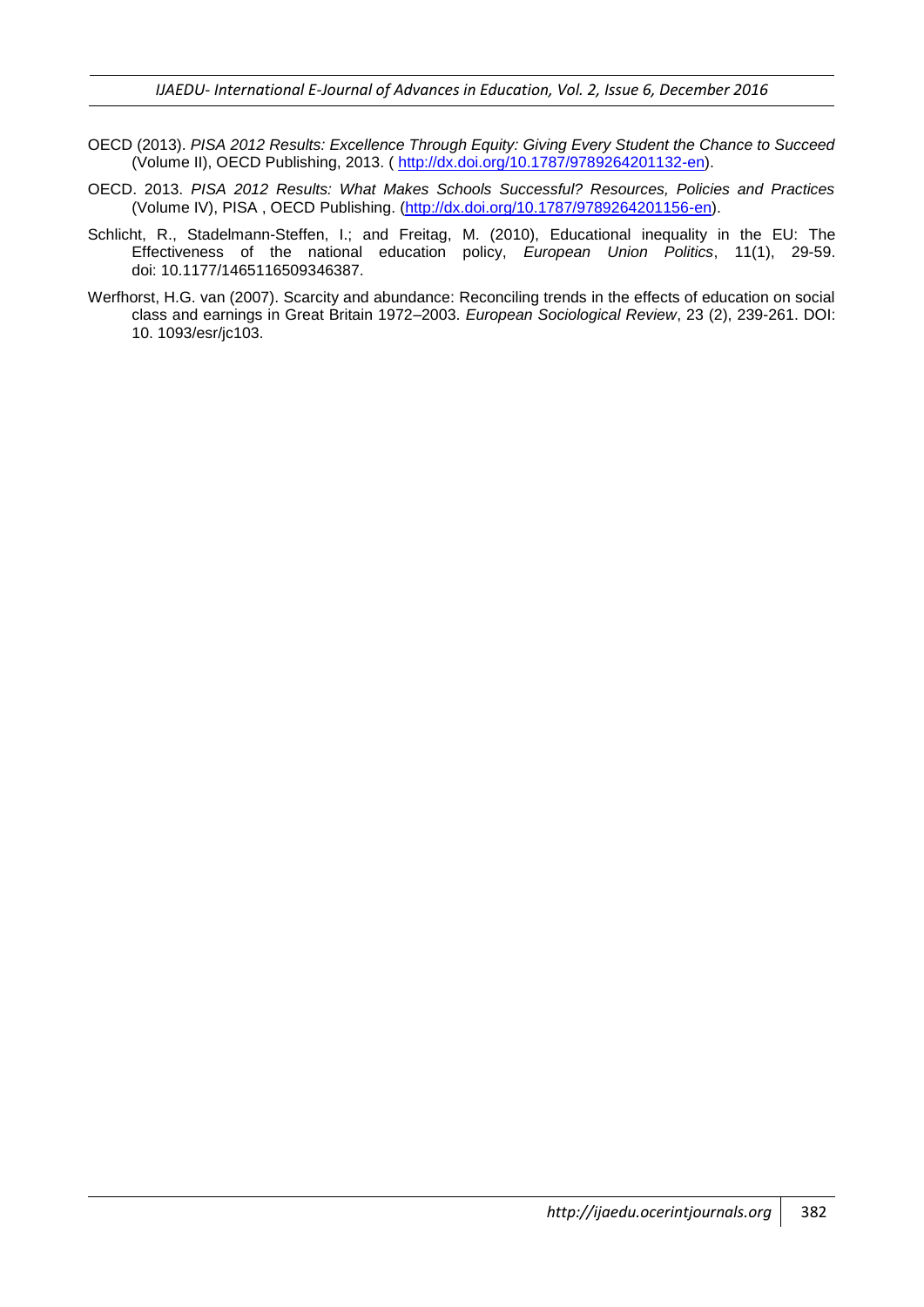OECD (2013). *PISA 2012 Results: Excellence Through Equity: Giving Every Student the Chance to Succeed* (Volume II), OECD Publishing, 2013. ( http://dx.doi.org/10.1787/9789264201132-en).

OECD. 2013. *PISA 2012 Results: What Makes Schools Successful? Resources, Policies and Practices* (Volume IV), PISA , OECD Publishing. (http://dx.doi.org/10.1787/9789264201156-en).

Schlicht, R., Stadelmann-Steffen, I.; and Freitag, M. (2010), Educational inequality in the EU: The Effectiveness of the national education policy, *European Union Politics*, 11(1), 29-59. doi: 10.1177/1465116509346387.

Werfhorst, H.G. van (2007). Scarcity and abundance: Reconciling trends in the effects of education on social class and earnings in Great Britain 1972–2003. *European Sociological Review*, 23 (2), 239-261. DOI: 10. 1093/esr/jc103.